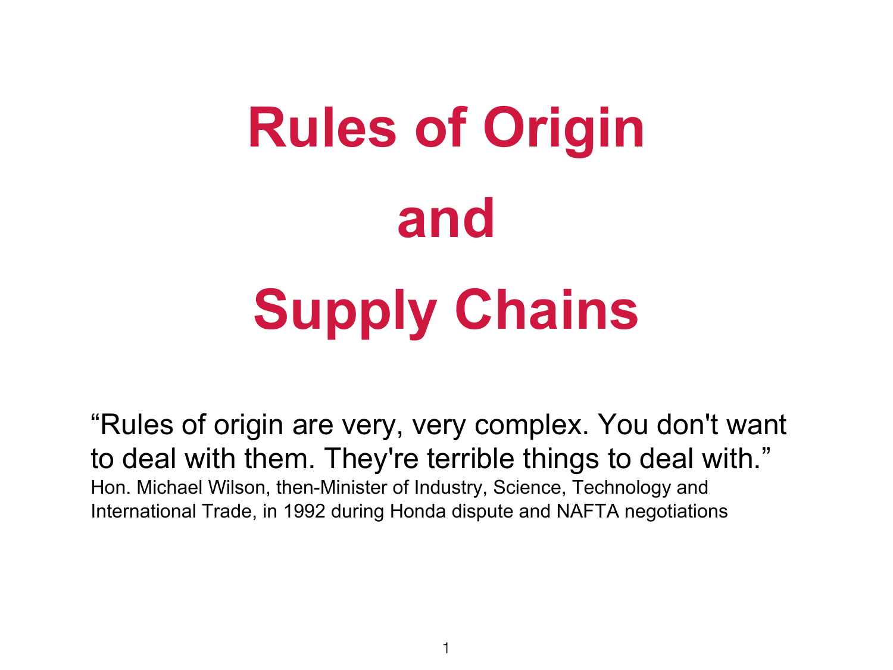# Rules of Origin and Supply Chains

"Rules of origin are very, very complex. You don't want to deal with them. They're terrible things to deal with."

Hon. Michael Wilson, then-Minister of Industry, Science, Technology and International Trade, in 1992 during Honda dispute and NAFTA negotiations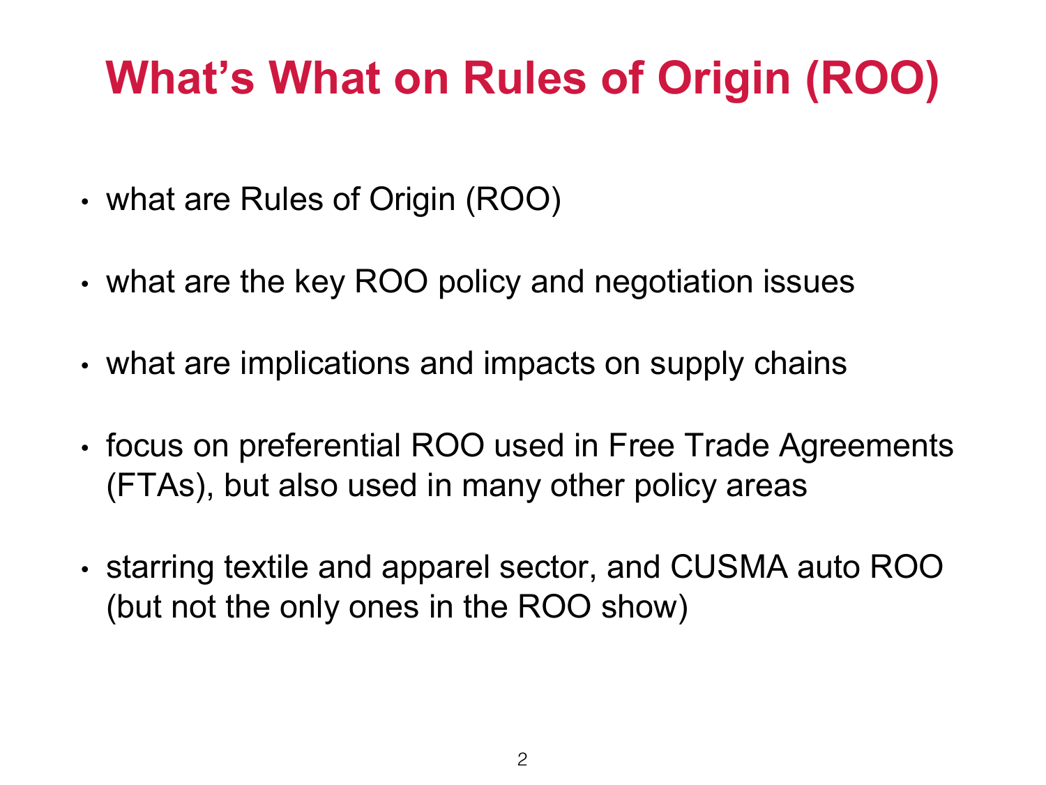# What's What on Rules of Origin (ROO)

- what are Rules of Origin (ROO)
- what are the key ROO policy and negotiation issues
- what are implications and impacts on supply chains
- focus on preferential ROO used in Free Trade Agreements (FTAs), but also used in many other policy areas
- starring textile and apparel sector, and CUSMA auto ROO (but not the only ones in the ROO show)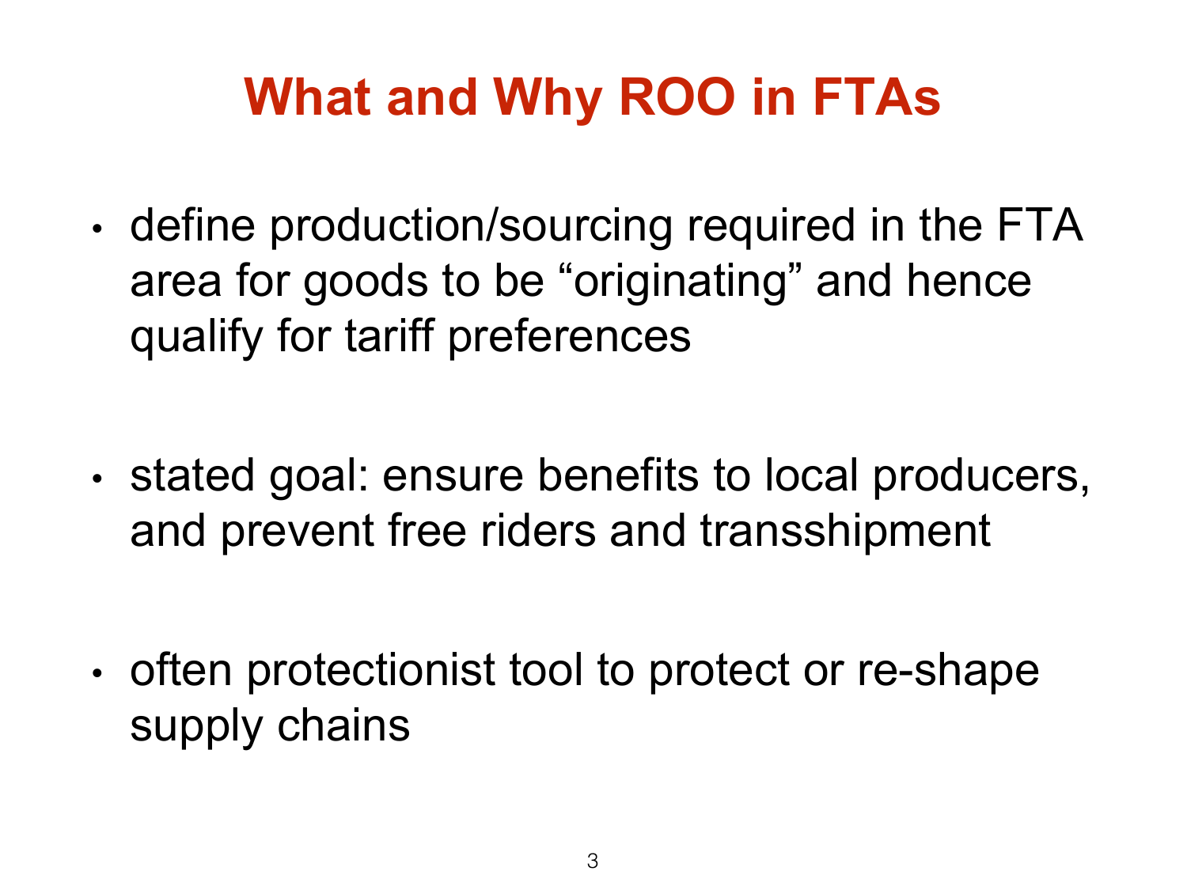# What and Why ROO in FTAs

- define production/sourcing required in the FTA area for goods to be “originating” and hence qualify for tariff preferences

- stated goal: ensure benefits to local producers, and prevent free riders and transshipment

- often protectionist tool to protect or re-shape supply chains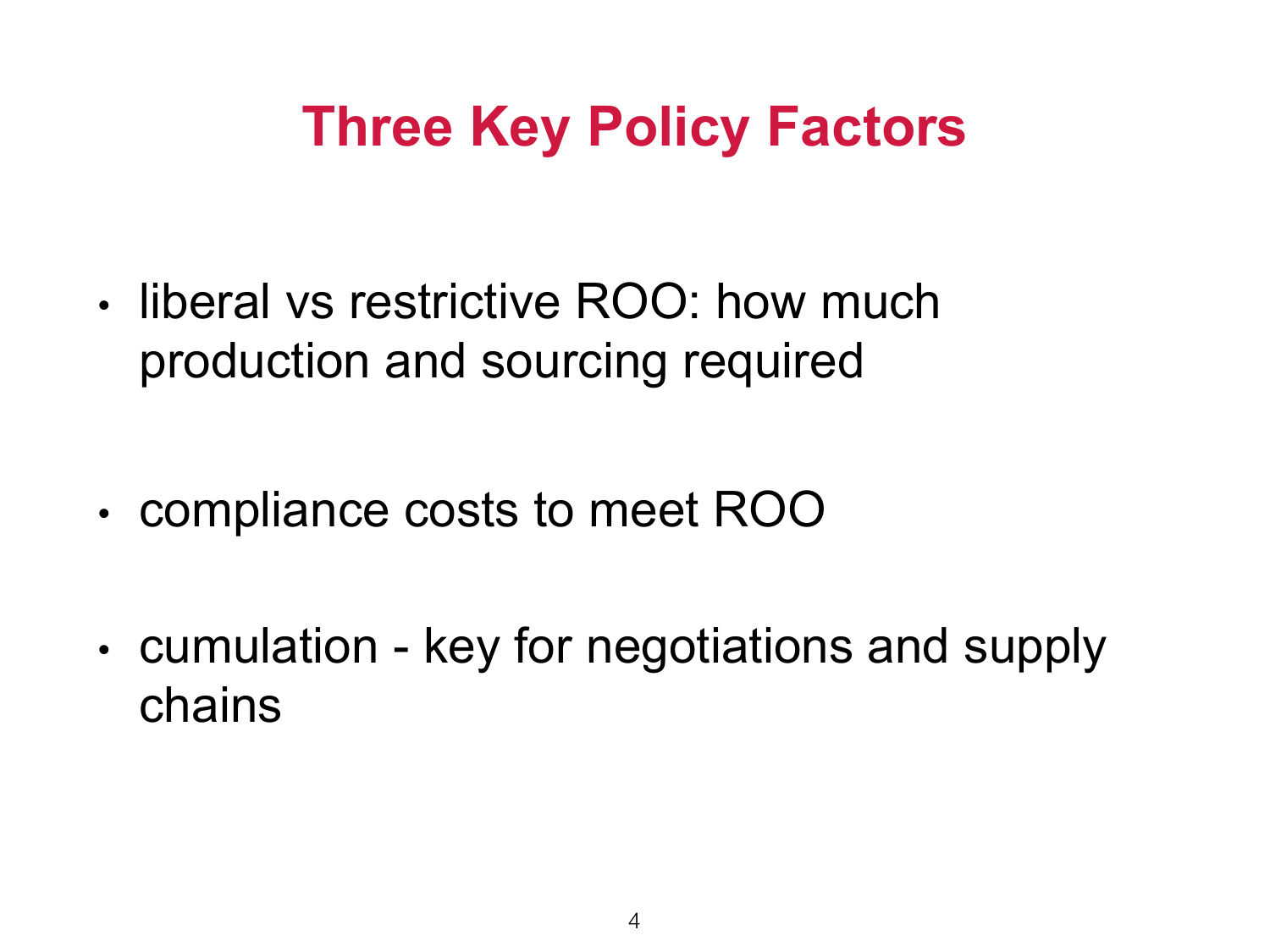# Three Key Policy Factors

- liberal vs restrictive ROO: how much production and sourcing required
- compliance costs to meet ROO
- cumulation - key for negotiations and supply chains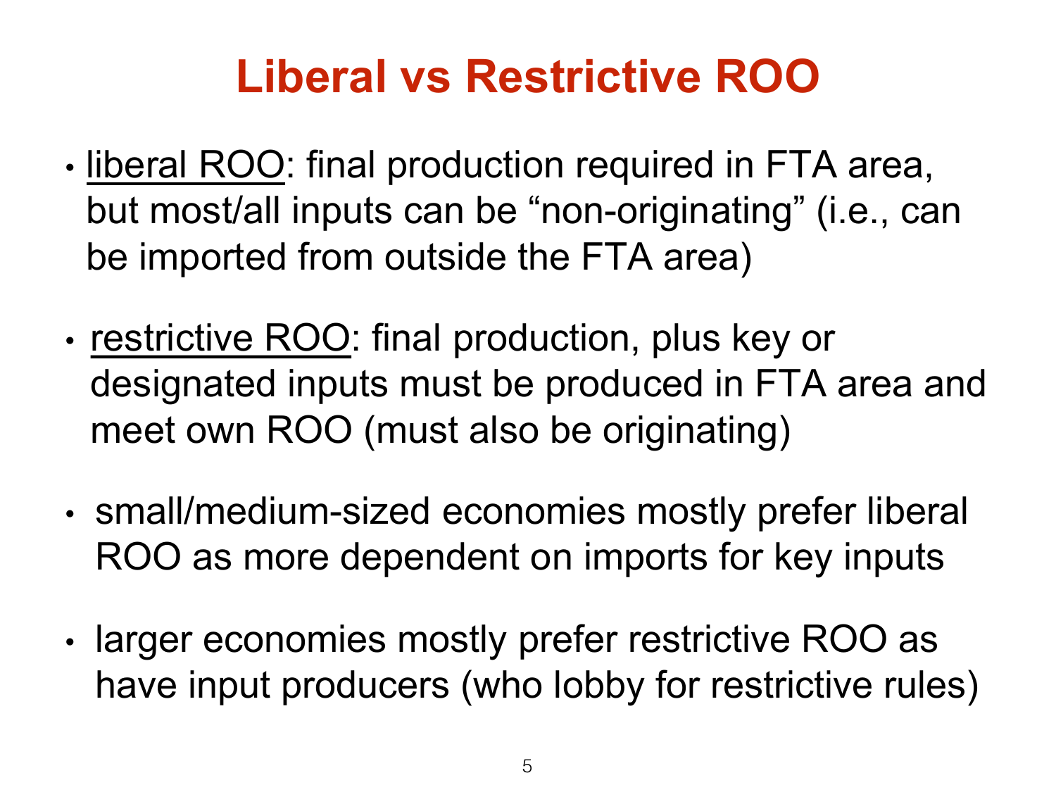# Liberal vs Restrictive ROO

- <u>liberal ROO</u>: final production required in FTA area, but most/all inputs can be "non-originating" (i.e., can be imported from outside the FTA area)

- <u>restrictive ROO</u>: final production, plus key or designated inputs must be produced in FTA area and meet own ROO (must also be originating)

- small/medium-sized economies mostly prefer liberal ROO as more dependent on imports for key inputs

- larger economies mostly prefer restrictive ROO as have input producers (who lobby for restrictive rules)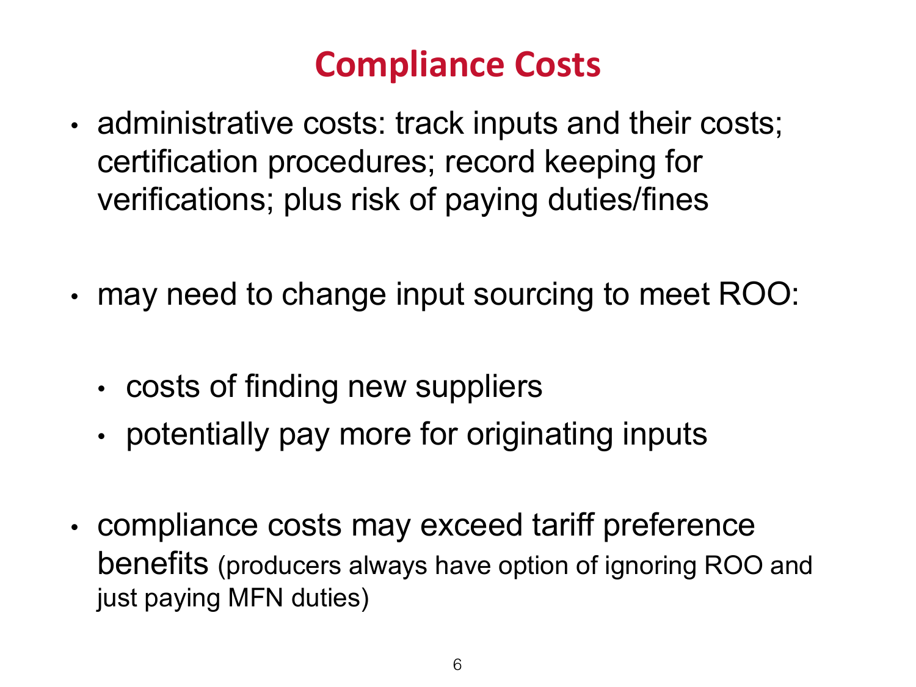# Compliance Costs

- administrative costs: track inputs and their costs; certification procedures; record keeping for verifications; plus risk of paying duties/fines

- may need to change input sourcing to meet ROO:
  - costs of finding new suppliers
  - potentially pay more for originating inputs

- compliance costs may exceed tariff preference benefits (producers always have option of ignoring ROO and just paying MFN duties)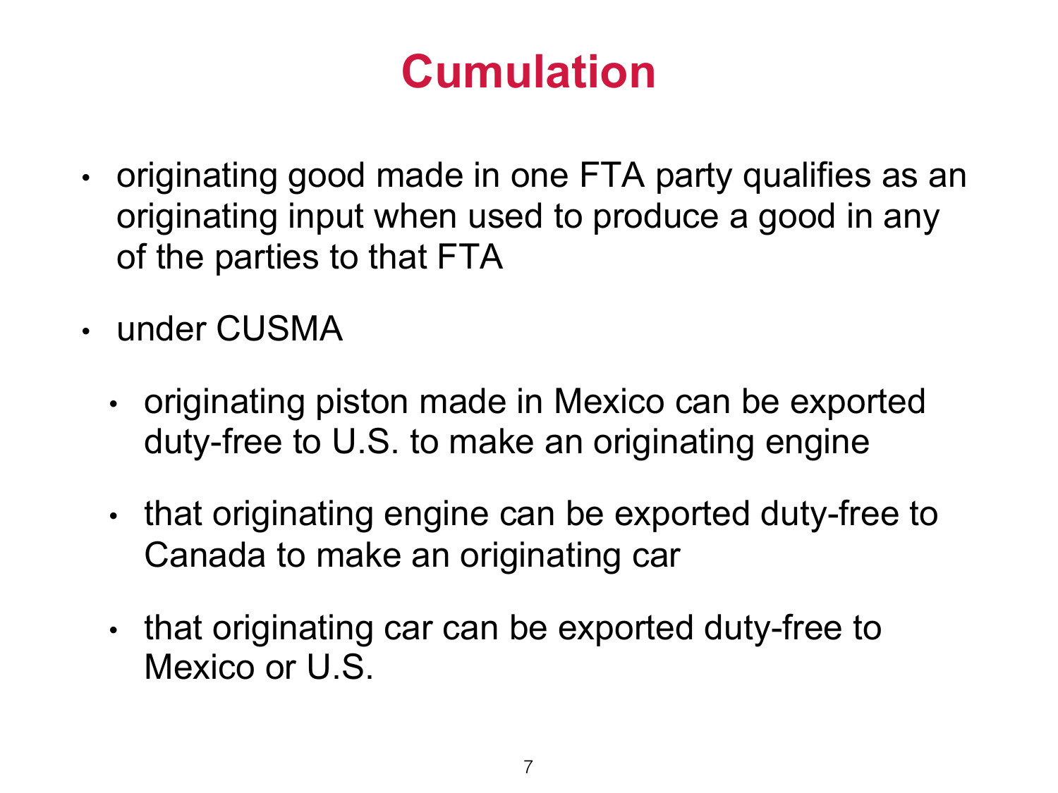# Cumulation

- originating good made in one FTA party qualifies as an originating input when used to produce a good in any of the parties to that FTA
- under CUSMA
  - originating piston made in Mexico can be exported duty-free to U.S. to make an originating engine
  - that originating engine can be exported duty-free to Canada to make an originating car
  - that originating car can be exported duty-free to Mexico or U.S.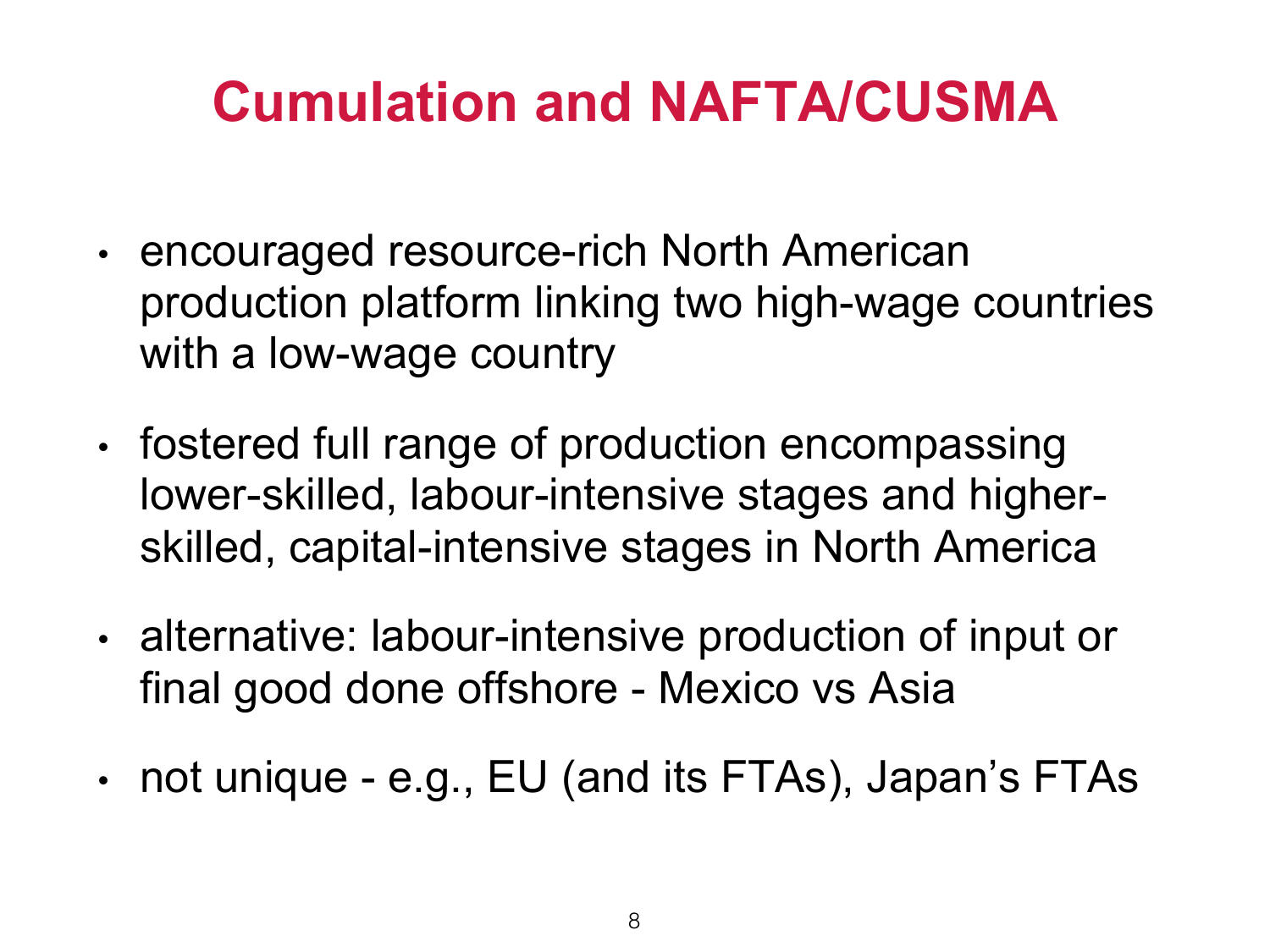# Cumulation and NAFTA/CUSMA

- encouraged resource-rich North American production platform linking two high-wage countries with a low-wage country
- fostered full range of production encompassing lower-skilled, labour-intensive stages and higher-skilled, capital-intensive stages in North America
- alternative: labour-intensive production of input or final good done offshore - Mexico vs Asia
- not unique - e.g., EU (and its FTAs), Japan's FTAs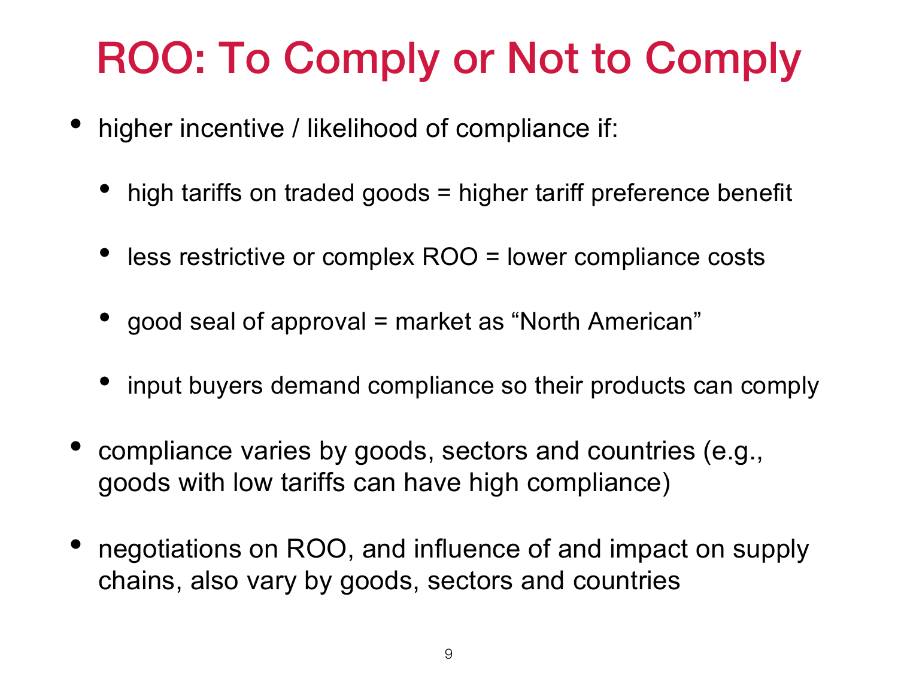# ROO: To Comply or Not to Comply

- higher incentive / likelihood of compliance if:
  - high tariffs on traded goods = higher tariff preference benefit
  - less restrictive or complex ROO = lower compliance costs
  - good seal of approval = market as "North American"
  - input buyers demand compliance so their products can comply
- compliance varies by goods, sectors and countries (e.g., goods with low tariffs can have high compliance)
- negotiations on ROO, and influence of and impact on supply chains, also vary by goods, sectors and countries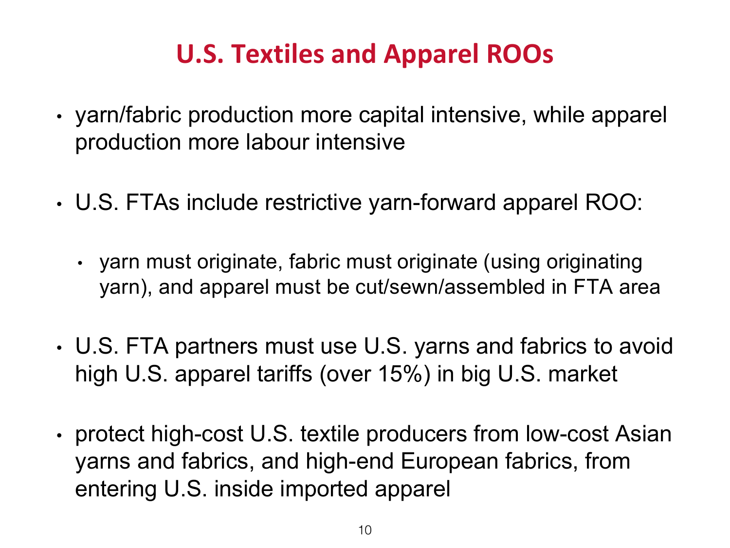# U.S. Textiles and Apparel ROOs

- yarn/fabric production more capital intensive, while apparel production more labour intensive
- U.S. FTAs include restrictive yarn-forward apparel ROO:
  - yarn must originate, fabric must originate (using originating yarn), and apparel must be cut/sewn/assembled in FTA area
- U.S. FTA partners must use U.S. yarns and fabrics to avoid high U.S. apparel tariffs (over 15%) in big U.S. market
- protect high-cost U.S. textile producers from low-cost Asian yarns and fabrics, and high-end European fabrics, from entering U.S. inside imported apparel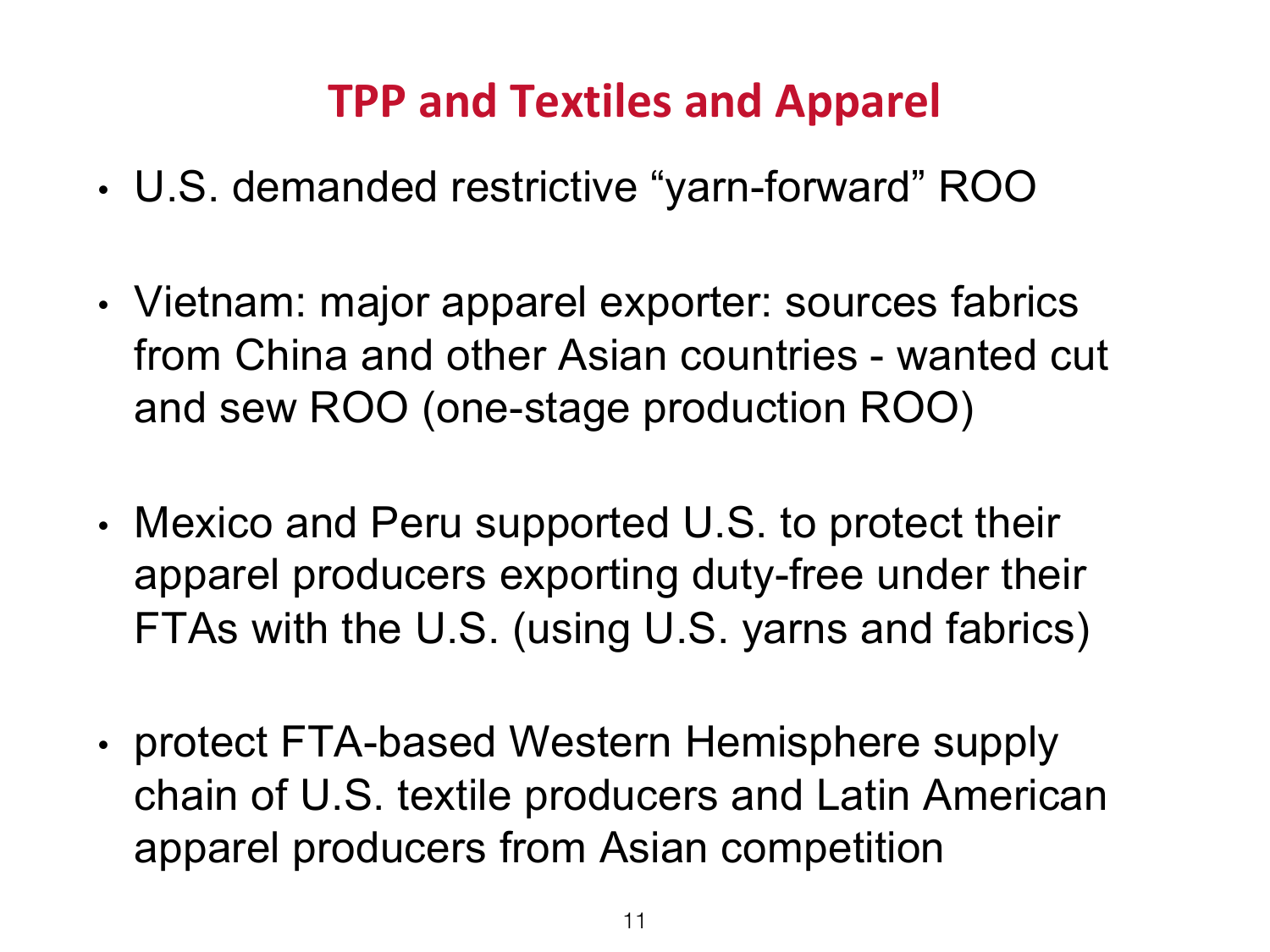# TPP and Textiles and Apparel

- U.S. demanded restrictive “yarn-forward” ROO
- Vietnam: major apparel exporter: sources fabrics from China and other Asian countries - wanted cut and sew ROO (one-stage production ROO)
- Mexico and Peru supported U.S. to protect their apparel producers exporting duty-free under their FTAs with the U.S. (using U.S. yarns and fabrics)
- protect FTA-based Western Hemisphere supply chain of U.S. textile producers and Latin American apparel producers from Asian competition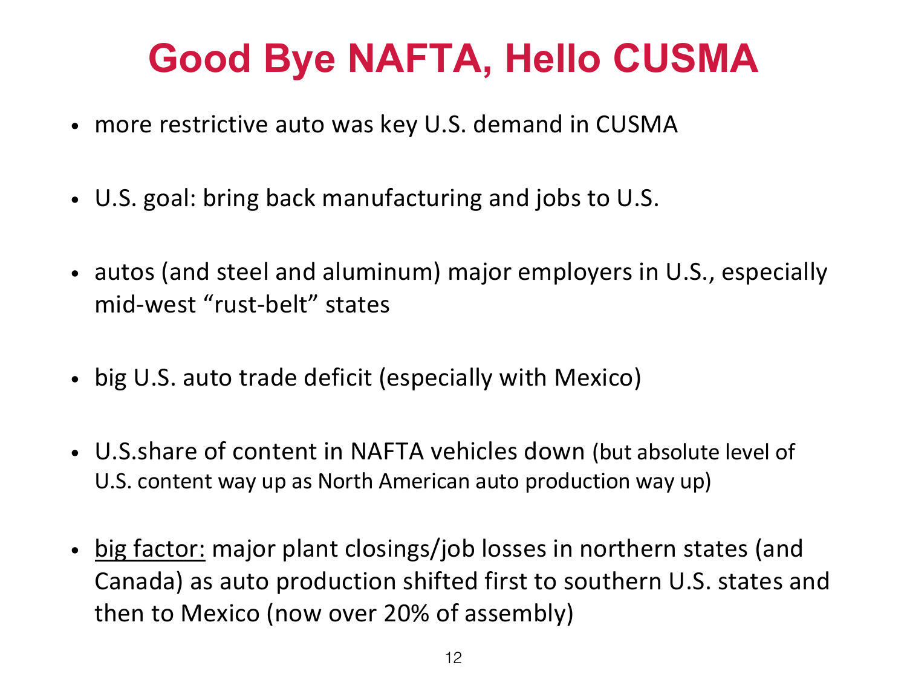# Good Bye NAFTA, Hello CUSMA

- more restrictive auto was key U.S. demand in CUSMA
- U.S. goal: bring back manufacturing and jobs to U.S.
- autos (and steel and aluminum) major employers in U.S., especially mid-west “rust-belt” states
- big U.S. auto trade deficit (especially with Mexico)
- U.S.share of content in NAFTA vehicles down (but absolute level of U.S. content way up as North American auto production way up)
- <u>big factor:</u> major plant closings/job losses in northern states (and Canada) as auto production shifted first to southern U.S. states and then to Mexico (now over 20% of assembly)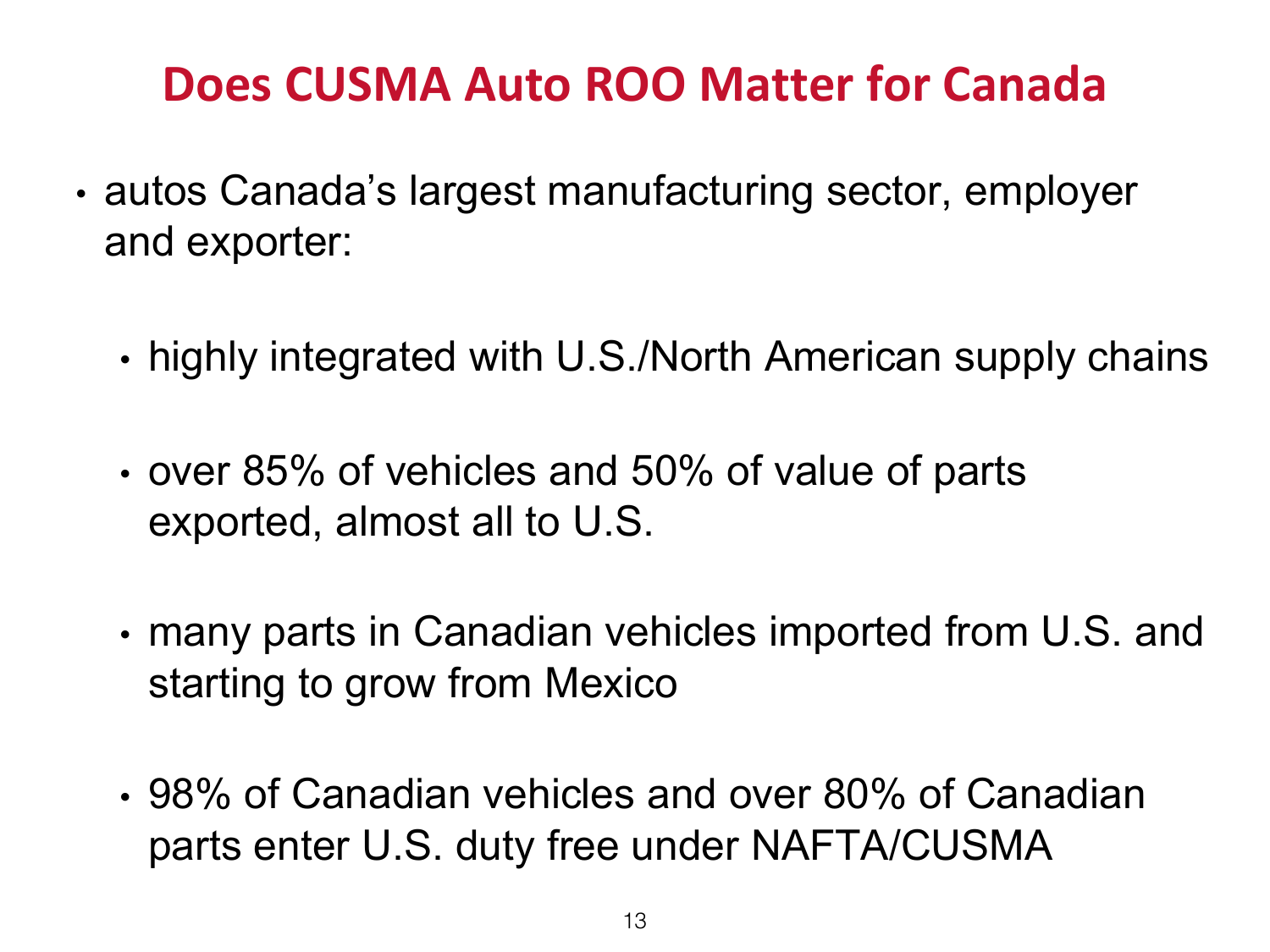# Does CUSMA Auto ROO Matter for Canada

- autos Canada's largest manufacturing sector, employer and exporter:
  - highly integrated with U.S./North American supply chains
  - over 85% of vehicles and 50% of value of parts exported, almost all to U.S.
  - many parts in Canadian vehicles imported from U.S. and starting to grow from Mexico
  - 98% of Canadian vehicles and over 80% of Canadian parts enter U.S. duty free under NAFTA/CUSMA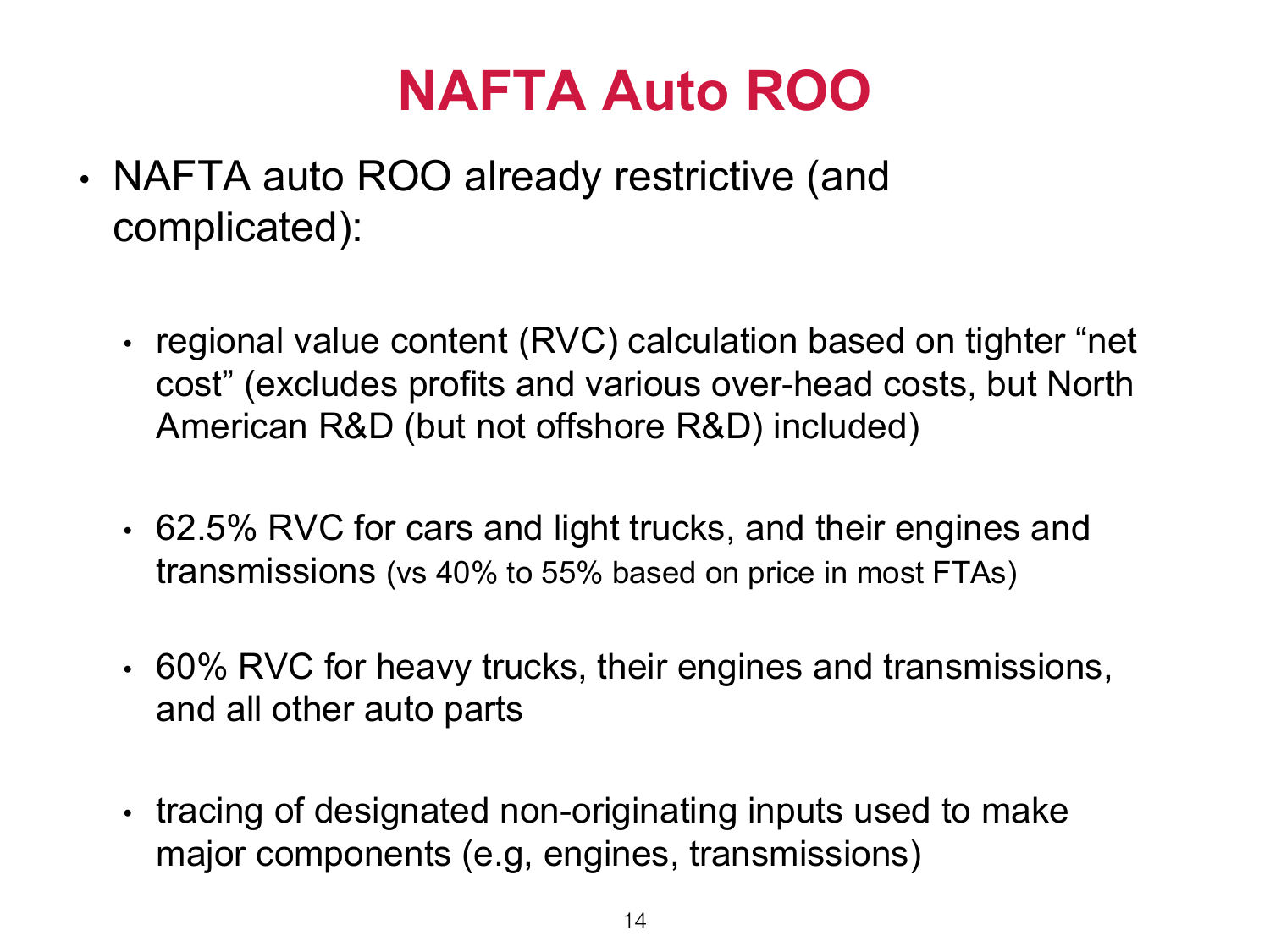# NAFTA Auto ROO

- NAFTA auto ROO already restrictive (and complicated):
  - regional value content (RVC) calculation based on tighter "net cost" (excludes profits and various over-head costs, but North American R&D (but not offshore R&D) included)
  - 62.5% RVC for cars and light trucks, and their engines and transmissions (vs 40% to 55% based on price in most FTAs)
  - 60% RVC for heavy trucks, their engines and transmissions, and all other auto parts
  - tracing of designated non-originating inputs used to make major components (e.g, engines, transmissions)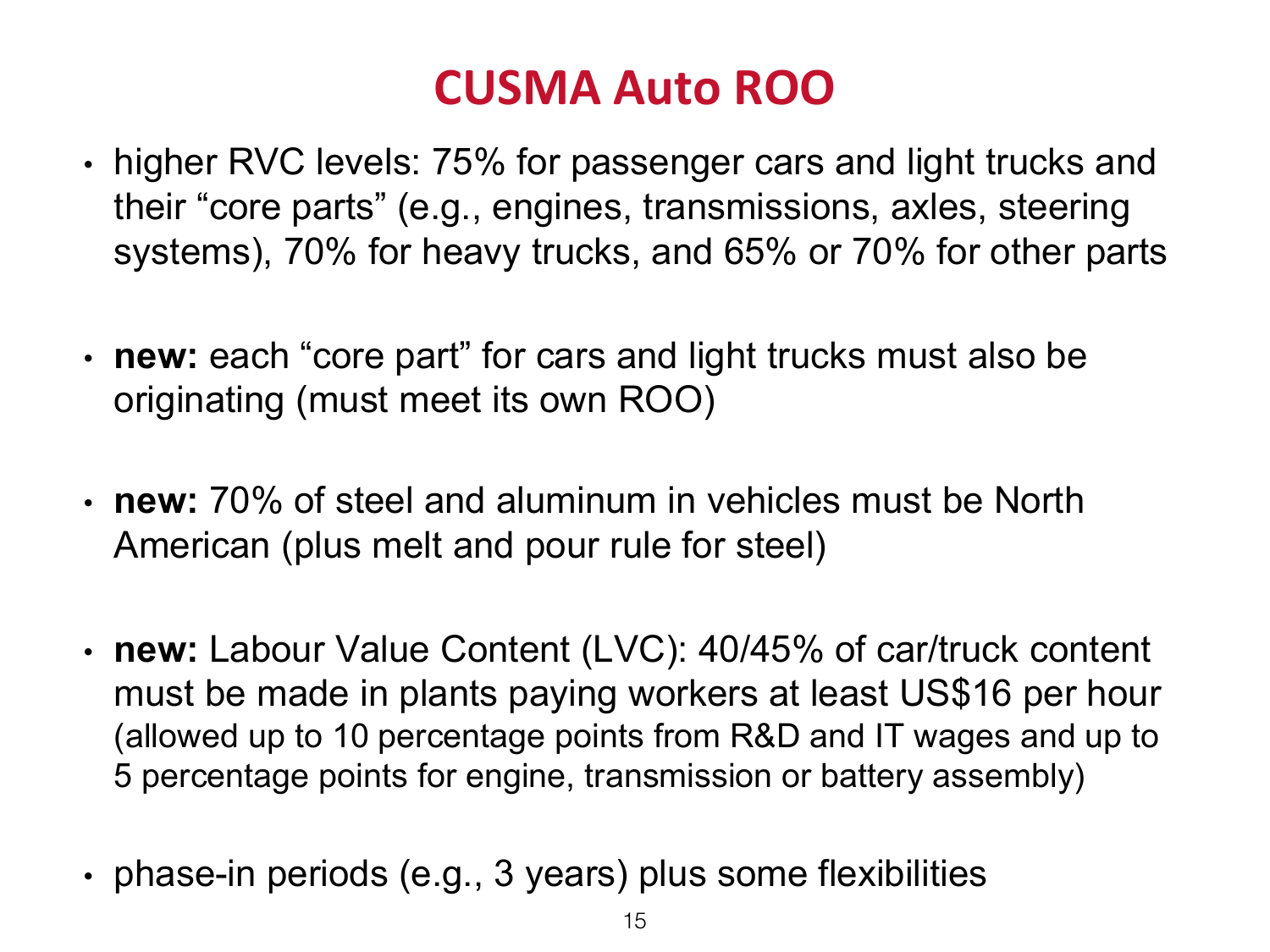# CUSMA Auto ROO

- higher RVC levels: 75% for passenger cars and light trucks and their "core parts" (e.g., engines, transmissions, axles, steering systems), 70% for heavy trucks, and 65% or 70% for other parts

- **new:** each "core part" for cars and light trucks must also be originating (must meet its own ROO)

- **new:** 70% of steel and aluminum in vehicles must be North American (plus melt and pour rule for steel)

- **new:** Labour Value Content (LVC): 40/45% of car/truck content must be made in plants paying workers at least US$16 per hour (allowed up to 10 percentage points from R&D and IT wages and up to 5 percentage points for engine, transmission or battery assembly)

- phase-in periods (e.g., 3 years) plus some flexibilities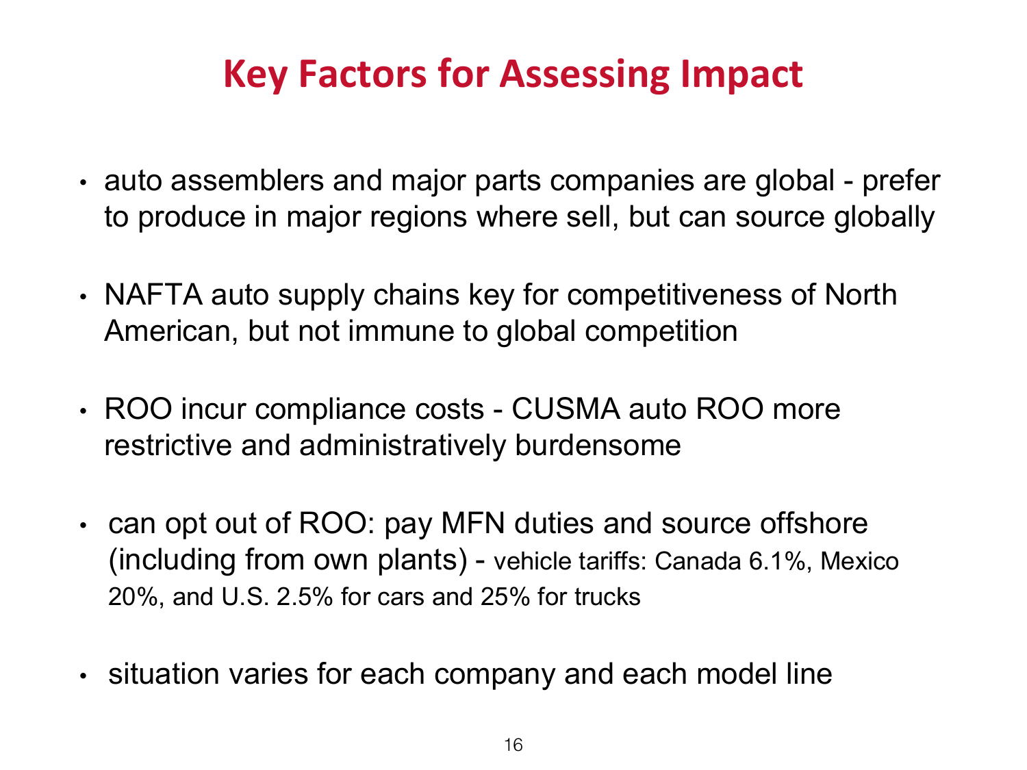# Key Factors for Assessing Impact

- auto assemblers and major parts companies are global - prefer to produce in major regions where sell, but can source globally
- NAFTA auto supply chains key for competitiveness of North American, but not immune to global competition
- ROO incur compliance costs - CUSMA auto ROO more restrictive and administratively burdensome
- can opt out of ROO: pay MFN duties and source offshore (including from own plants) - vehicle tariffs: Canada 6.1%, Mexico 20%, and U.S. 2.5% for cars and 25% for trucks
- situation varies for each company and each model line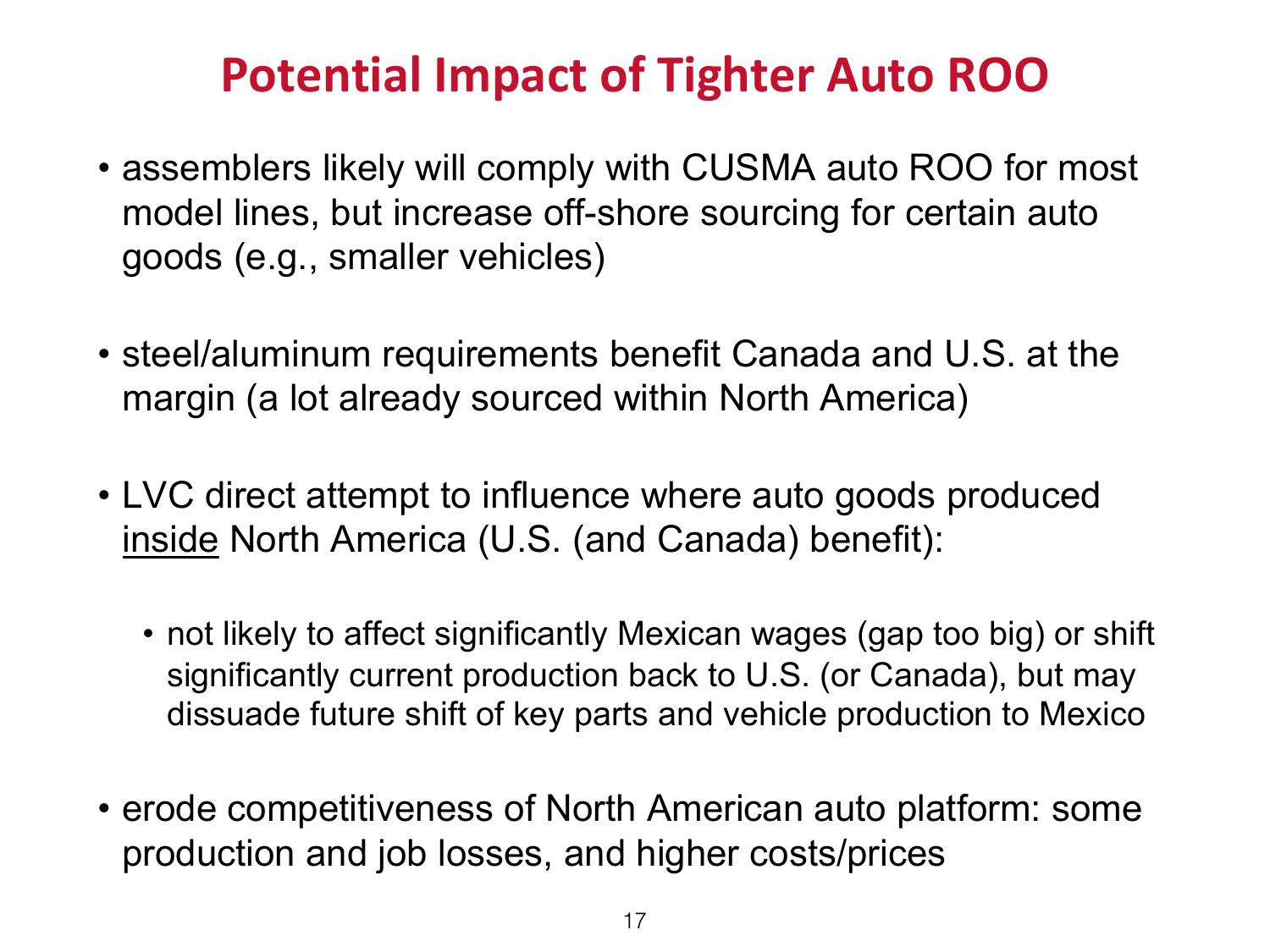# Potential Impact of Tighter Auto ROO

- assemblers likely will comply with CUSMA auto ROO for most model lines, but increase off-shore sourcing for certain auto goods (e.g., smaller vehicles)

- steel/aluminum requirements benefit Canada and U.S. at the margin (a lot already sourced within North America)

- LVC direct attempt to influence where auto goods produced <u>inside</u> North America (U.S. (and Canada) benefit):

  - not likely to affect significantly Mexican wages (gap too big) or shift significantly current production back to U.S. (or Canada), but may dissuade future shift of key parts and vehicle production to Mexico

- erode competitiveness of North American auto platform: some production and job losses, and higher costs/prices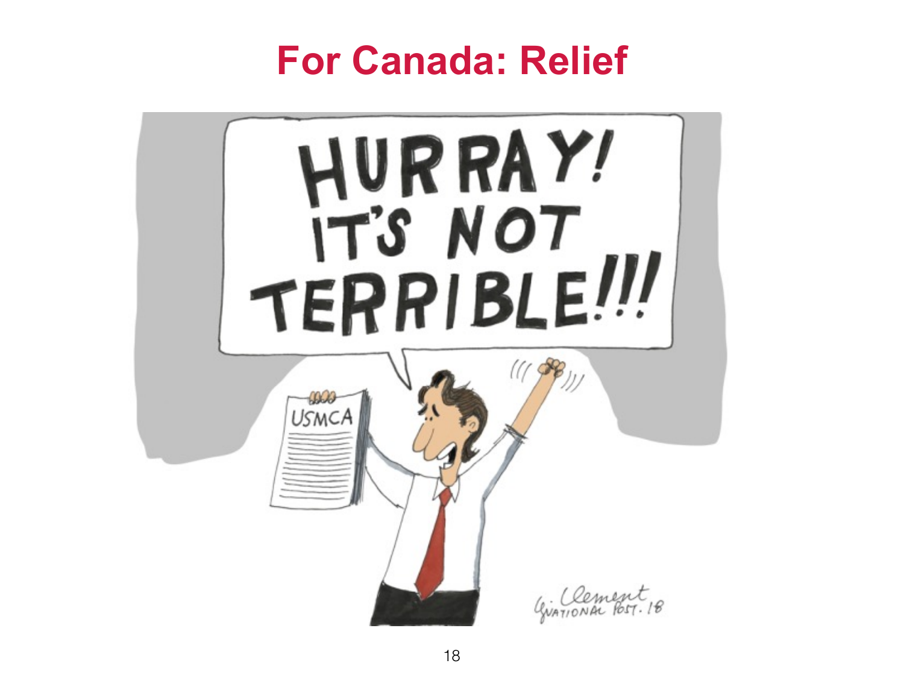# For Canada: Relief

HURRAY! IT'S NOT TERRIBLE!!!

USMCA

Clement NATIONAL POST. 18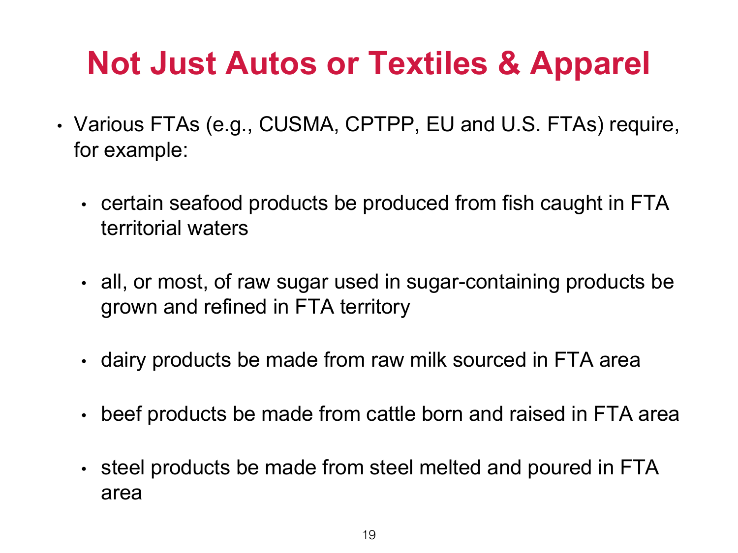# Not Just Autos or Textiles & Apparel

- Various FTAs (e.g., CUSMA, CPTPP, EU and U.S. FTAs) require, for example:
  - certain seafood products be produced from fish caught in FTA territorial waters
  - all, or most, of raw sugar used in sugar-containing products be grown and refined in FTA territory
  - dairy products be made from raw milk sourced in FTA area
  - beef products be made from cattle born and raised in FTA area
  - steel products be made from steel melted and poured in FTA area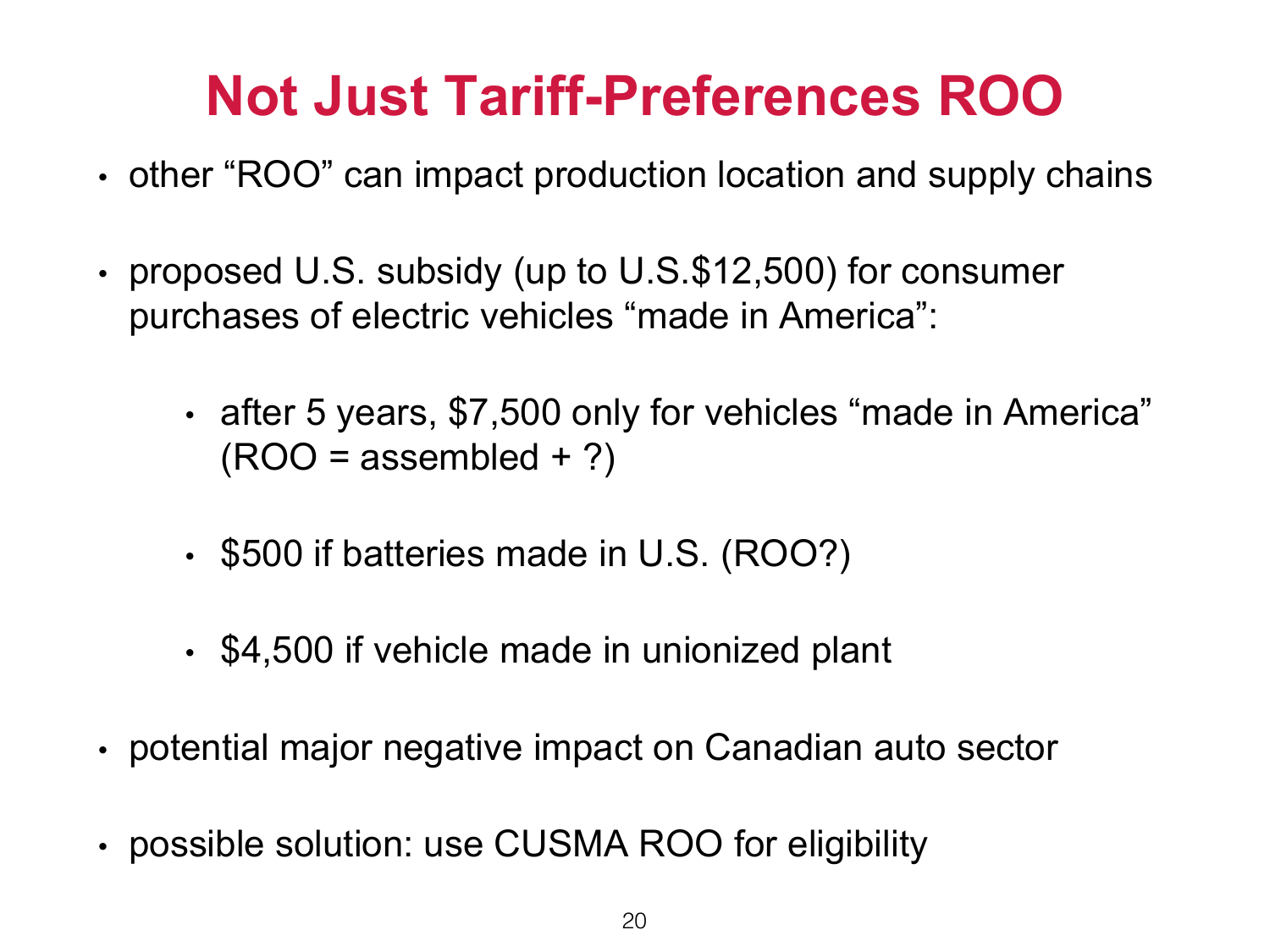# Not Just Tariff-Preferences ROO

- other "ROO" can impact production location and supply chains
- proposed U.S. subsidy (up to U.S.$12,500) for consumer purchases of electric vehicles "made in America":
  - after 5 years, $7,500 only for vehicles "made in America" (ROO = assembled + ?)
  - $500 if batteries made in U.S. (ROO?)
  - $4,500 if vehicle made in unionized plant
- potential major negative impact on Canadian auto sector
- possible solution: use CUSMA ROO for eligibility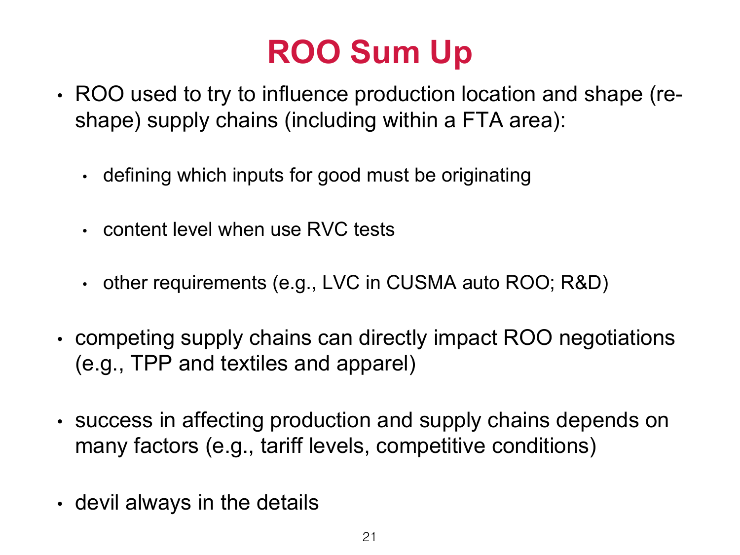# ROO Sum Up

- ROO used to try to influence production location and shape (re-shape) supply chains (including within a FTA area):
  - defining which inputs for good must be originating
  - content level when use RVC tests
  - other requirements (e.g., LVC in CUSMA auto ROO; R&D)
- competing supply chains can directly impact ROO negotiations (e.g., TPP and textiles and apparel)
- success in affecting production and supply chains depends on many factors (e.g., tariff levels, competitive conditions)
- devil always in the details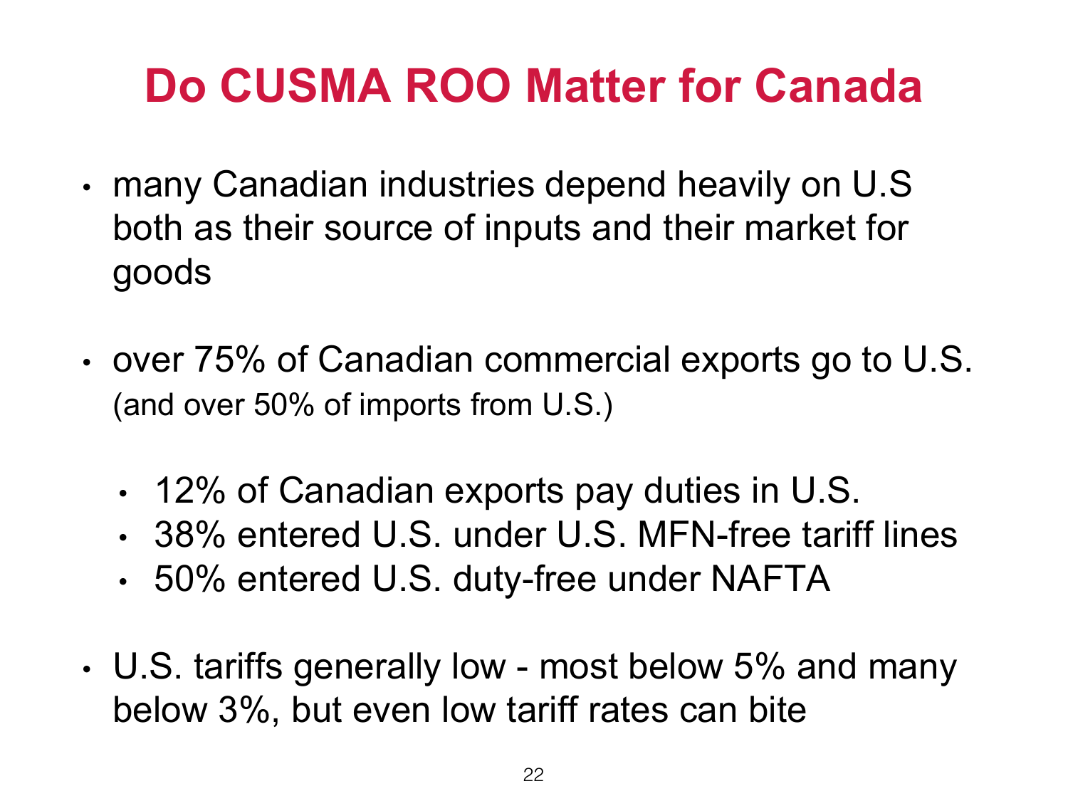# Do CUSMA ROO Matter for Canada

- many Canadian industries depend heavily on U.S both as their source of inputs and their market for goods

- over 75% of Canadian commercial exports go to U.S. (and over 50% of imports from U.S.)

  - 12% of Canadian exports pay duties in U.S.
  - 38% entered U.S. under U.S. MFN-free tariff lines
  - 50% entered U.S. duty-free under NAFTA

- U.S. tariffs generally low - most below 5% and many below 3%, but even low tariff rates can bite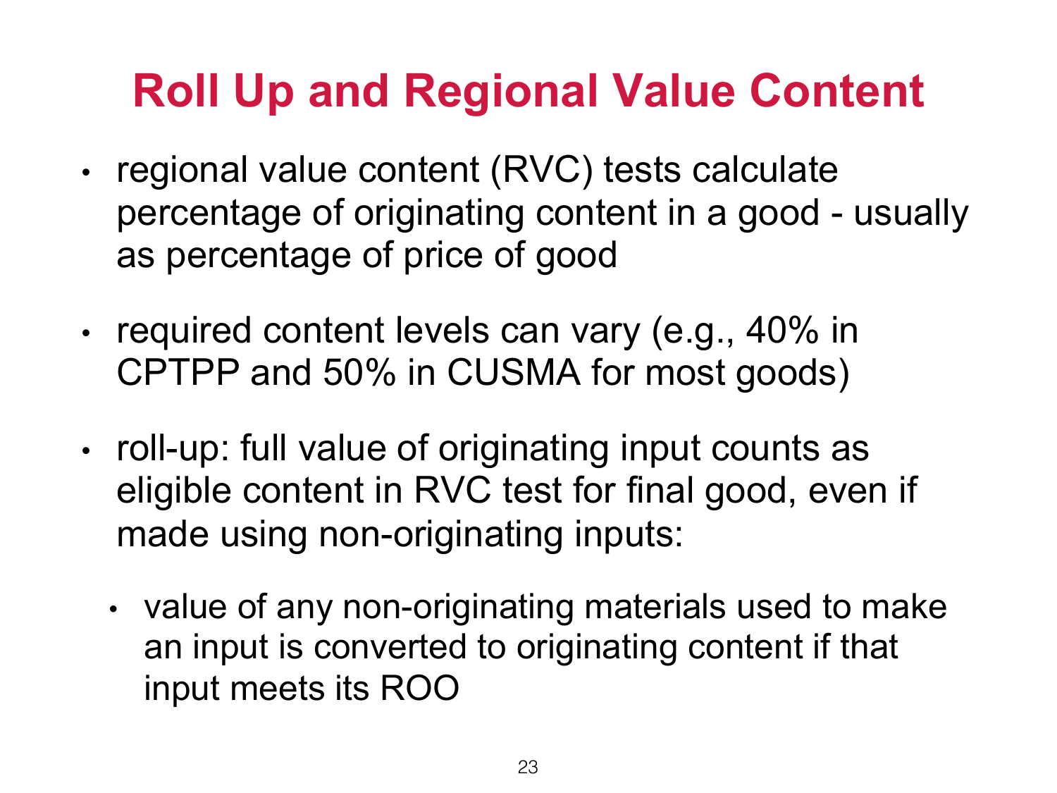# Roll Up and Regional Value Content

- regional value content (RVC) tests calculate percentage of originating content in a good - usually as percentage of price of good
- required content levels can vary (e.g., 40% in CPTPP and 50% in CUSMA for most goods)
- roll-up: full value of originating input counts as eligible content in RVC test for final good, even if made using non-originating inputs:
  - value of any non-originating materials used to make an input is converted to originating content if that input meets its ROO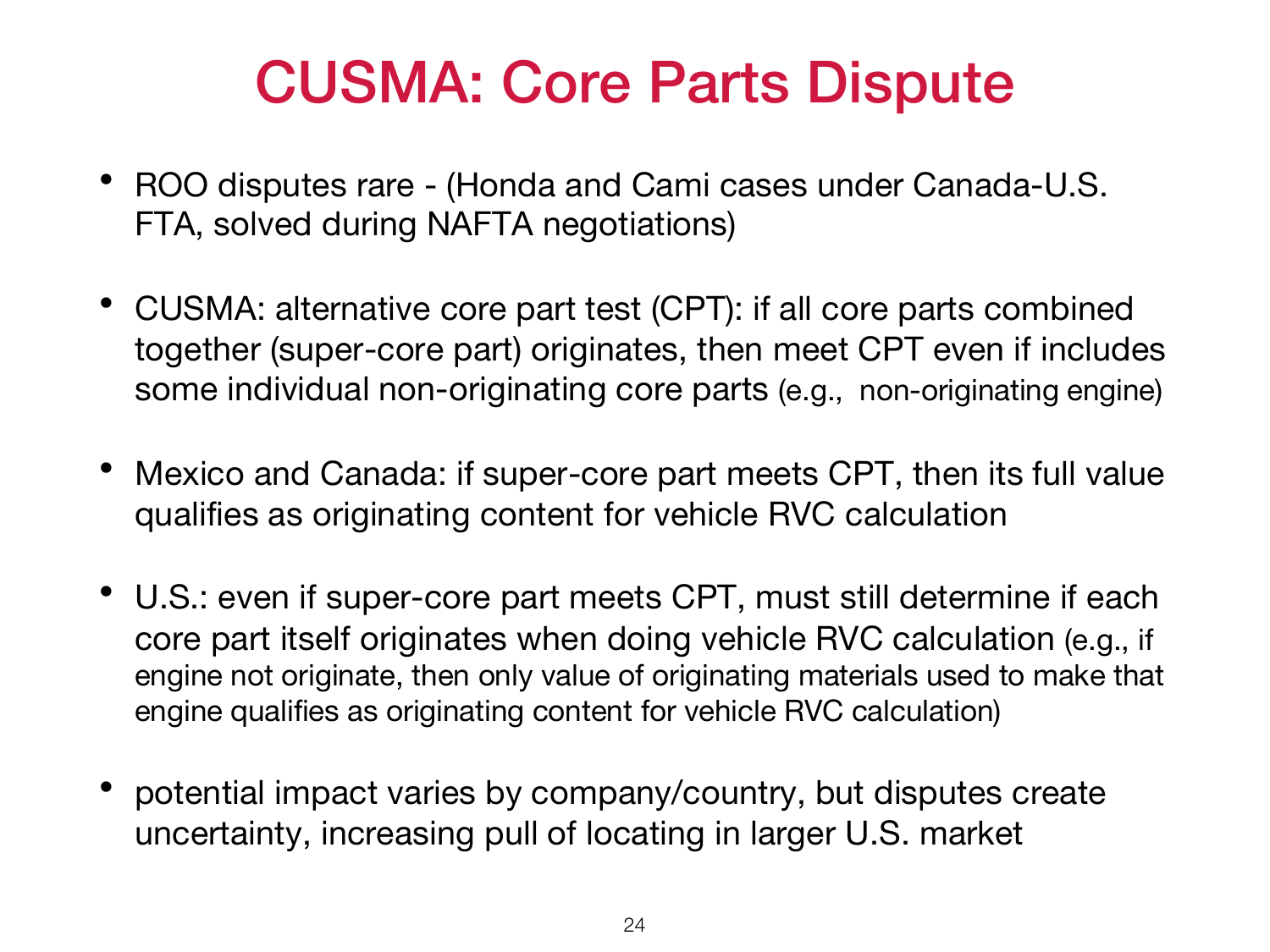# CUSMA: Core Parts Dispute

- ROO disputes rare - (Honda and Cami cases under Canada-U.S. FTA, solved during NAFTA negotiations)
- CUSMA: alternative core part test (CPT): if all core parts combined together (super-core part) originates, then meet CPT even if includes some individual non-originating core parts (e.g., non-originating engine)
- Mexico and Canada: if super-core part meets CPT, then its full value qualifies as originating content for vehicle RVC calculation
- U.S.: even if super-core part meets CPT, must still determine if each core part itself originates when doing vehicle RVC calculation (e.g., if engine not originate, then only value of originating materials used to make that engine qualifies as originating content for vehicle RVC calculation)
- potential impact varies by company/country, but disputes create uncertainty, increasing pull of locating in larger U.S. market